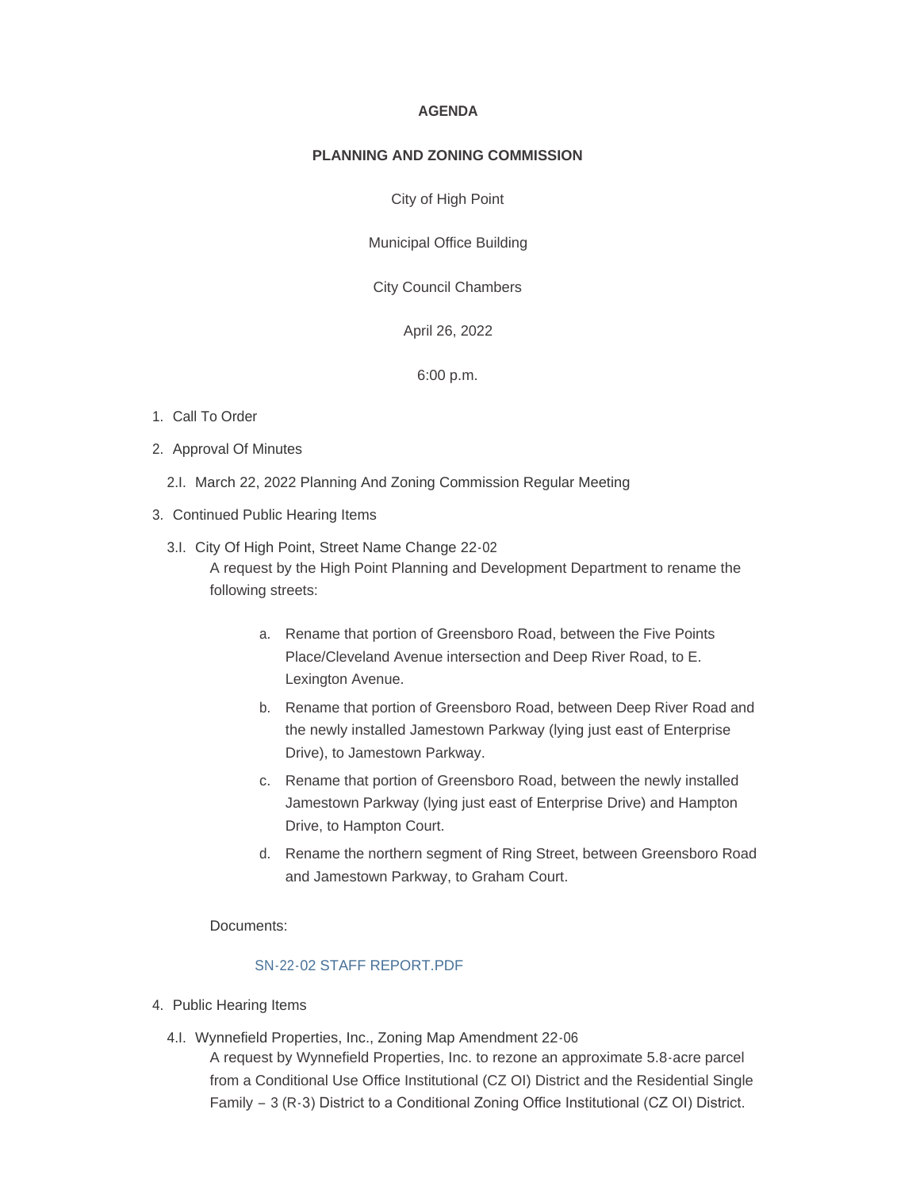**AGENDA**

**PLANNING AND ZONING COMMISSION**

City of High Point

Municipal Office Building

City Council Chambers

April 26, 2022

6:00 p.m.

1. Call To Order
2. Approval Of Minutes
   - 2.I. March 22, 2022 Planning And Zoning Commission Regular Meeting
3. Continued Public Hearing Items
   - 3.I. City Of High Point, Street Name Change 22-02

     A request by the High Point Planning and Development Department to rename the following streets:

     a. Rename that portion of Greensboro Road, between the Five Points Place/Cleveland Avenue intersection and Deep River Road, to E. Lexington Avenue.

     b. Rename that portion of Greensboro Road, between Deep River Road and the newly installed Jamestown Parkway (lying just east of Enterprise Drive), to Jamestown Parkway.

     c. Rename that portion of Greensboro Road, between the newly installed Jamestown Parkway (lying just east of Enterprise Drive) and Hampton Drive, to Hampton Court.

     d. Rename the northern segment of Ring Street, between Greensboro Road and Jamestown Parkway, to Graham Court.

     Documents:

     SN-22-02 STAFF REPORT.PDF

4. Public Hearing Items
   - 4.I. Wynnefield Properties, Inc., Zoning Map Amendment 22-06

     A request by Wynnefield Properties, Inc. to rezone an approximate 5.8-acre parcel from a Conditional Use Office Institutional (CZ OI) District and the Residential Single Family – 3 (R-3) District to a Conditional Zoning Office Institutional (CZ OI) District.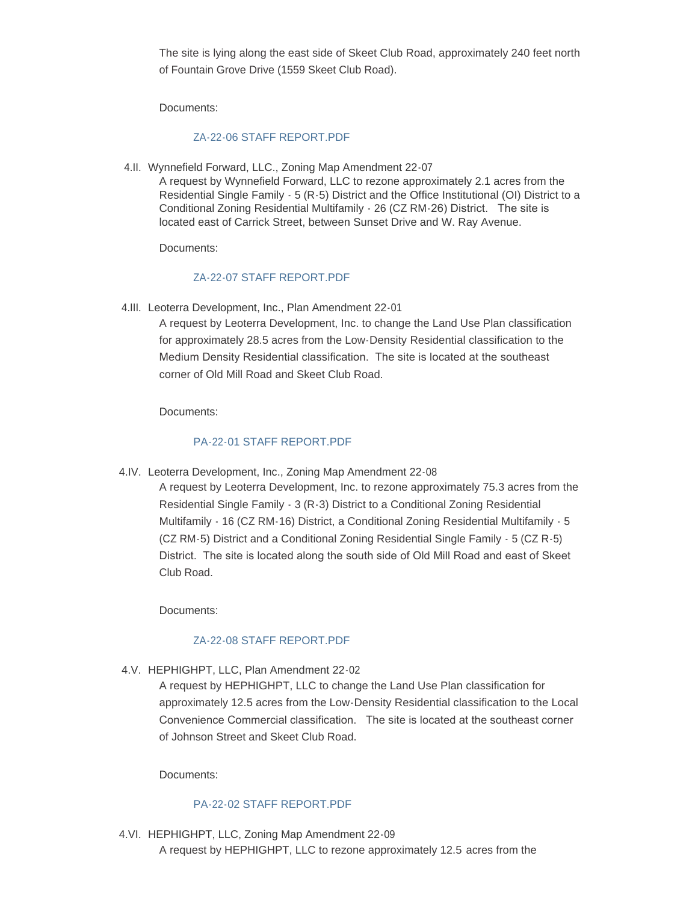The site is lying along the east side of Skeet Club Road, approximately 240 feet north of Fountain Grove Drive (1559 Skeet Club Road).

Documents:

ZA-22-06 STAFF REPORT.PDF

4.II. Wynnefield Forward, LLC., Zoning Map Amendment 22-07

A request by Wynnefield Forward, LLC to rezone approximately 2.1 acres from the Residential Single Family - 5 (R-5) District and the Office Institutional (OI) District to a Conditional Zoning Residential Multifamily - 26 (CZ RM-26) District. The site is located east of Carrick Street, between Sunset Drive and W. Ray Avenue.

Documents:

ZA-22-07 STAFF REPORT.PDF

4.III. Leoterra Development, Inc., Plan Amendment 22-01

A request by Leoterra Development, Inc. to change the Land Use Plan classification for approximately 28.5 acres from the Low-Density Residential classification to the Medium Density Residential classification. The site is located at the southeast corner of Old Mill Road and Skeet Club Road.

Documents:

PA-22-01 STAFF REPORT.PDF

4.IV. Leoterra Development, Inc., Zoning Map Amendment 22-08

A request by Leoterra Development, Inc. to rezone approximately 75.3 acres from the Residential Single Family - 3 (R-3) District to a Conditional Zoning Residential Multifamily - 16 (CZ RM-16) District, a Conditional Zoning Residential Multifamily - 5 (CZ RM-5) District and a Conditional Zoning Residential Single Family - 5 (CZ R-5) District. The site is located along the south side of Old Mill Road and east of Skeet Club Road.

Documents:

ZA-22-08 STAFF REPORT.PDF

4.V. HEPHIGHPT, LLC, Plan Amendment 22-02

A request by HEPHIGHPT, LLC to change the Land Use Plan classification for approximately 12.5 acres from the Low-Density Residential classification to the Local Convenience Commercial classification. The site is located at the southeast corner of Johnson Street and Skeet Club Road.

Documents:

PA-22-02 STAFF REPORT.PDF

4.VI. HEPHIGHPT, LLC, Zoning Map Amendment 22-09

A request by HEPHIGHPT, LLC to rezone approximately 12.5 acres from the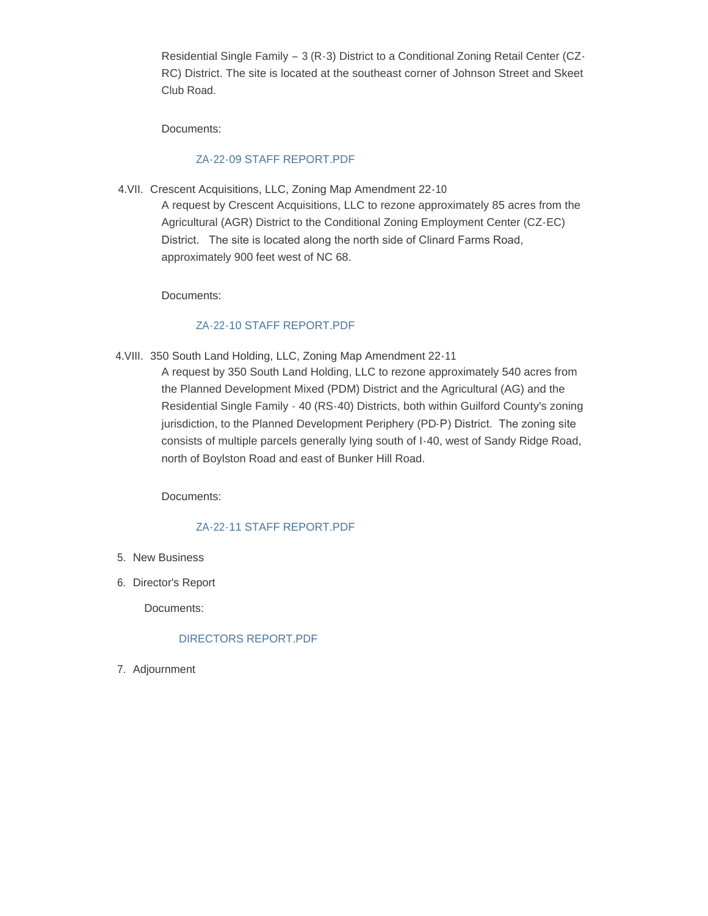Residential Single Family – 3 (R-3) District to a Conditional Zoning Retail Center (CZ-RC) District. The site is located at the southeast corner of Johnson Street and Skeet Club Road.

Documents:

ZA-22-09 STAFF REPORT.PDF

4.VII. Crescent Acquisitions, LLC, Zoning Map Amendment 22-10

A request by Crescent Acquisitions, LLC to rezone approximately 85 acres from the Agricultural (AGR) District to the Conditional Zoning Employment Center (CZ-EC) District. The site is located along the north side of Clinard Farms Road, approximately 900 feet west of NC 68.

Documents:

ZA-22-10 STAFF REPORT.PDF

4.VIII. 350 South Land Holding, LLC, Zoning Map Amendment 22-11

A request by 350 South Land Holding, LLC to rezone approximately 540 acres from the Planned Development Mixed (PDM) District and the Agricultural (AG) and the Residential Single Family - 40 (RS-40) Districts, both within Guilford County's zoning jurisdiction, to the Planned Development Periphery (PD-P) District. The zoning site consists of multiple parcels generally lying south of I-40, west of Sandy Ridge Road, north of Boylston Road and east of Bunker Hill Road.

Documents:

ZA-22-11 STAFF REPORT.PDF

5. New Business
6. Director's Report

   Documents:

   DIRECTORS REPORT.PDF

7. Adjournment